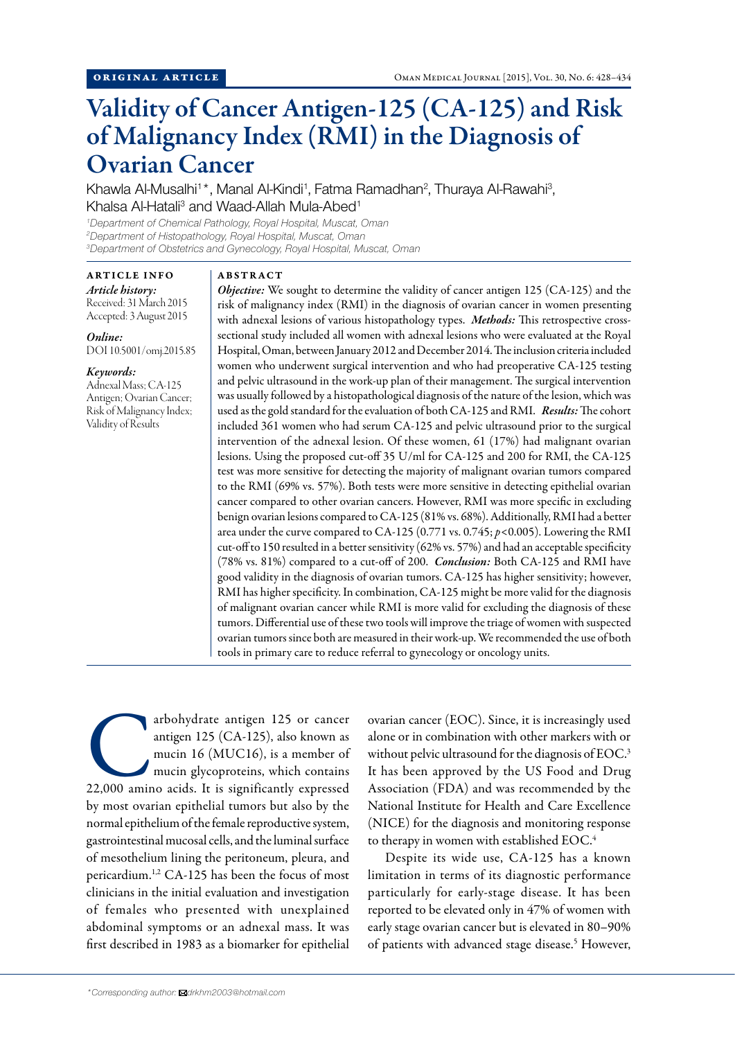ORIGINAL ARTICLE

# Validity of Cancer Antigen-125 (CA-125) and Risk of Malignancy Index (RMI) in the Diagnosis of Ovarian Cancer

Khawla Al-Musalhi[1]*, Manal Al-Kindi[1], Fatma Ramadhan[2], Thuraya Al-Rawahi[3], Khalsa Al-Hatali[3] and Waad-Allah Mula-Abed[1]

[1]*Department of Chemical Pathology, Royal Hospital, Muscat, Oman*
[2]*Department of Histopathology, Royal Hospital, Muscat, Oman*
[3]*Department of Obstetrics and Gynecology, Royal Hospital, Muscat, Oman*

## ARTICLE INFO

*Article history:*
Received: 31 March 2015
Accepted: 3 August 2015

*Online:*
DOI 10.5001/omj.2015.85

*Keywords:*
Adnexal Mass; CA-125 Antigen; Ovarian Cancer; Risk of Malignancy Index; Validity of Results

## ABSTRACT

***Objective:*** We sought to determine the validity of cancer antigen 125 (CA-125) and the risk of malignancy index (RMI) in the diagnosis of ovarian cancer in women presenting with adnexal lesions of various histopathology types. ***Methods:*** This retrospective cross-sectional study included all women with adnexal lesions who were evaluated at the Royal Hospital, Oman, between January 2012 and December 2014. The inclusion criteria included women who underwent surgical intervention and who had preoperative CA-125 testing and pelvic ultrasound in the work-up plan of their management. The surgical intervention was usually followed by a histopathological diagnosis of the nature of the lesion, which was used as the gold standard for the evaluation of both CA-125 and RMI. ***Results:*** The cohort included 361 women who had serum CA-125 and pelvic ultrasound prior to the surgical intervention of the adnexal lesion. Of these women, 61 (17%) had malignant ovarian lesions. Using the proposed cut-off 35 U/ml for CA-125 and 200 for RMI, the CA-125 test was more sensitive for detecting the majority of malignant ovarian tumors compared to the RMI (69% vs. 57%). Both tests were more sensitive in detecting epithelial ovarian cancer compared to other ovarian cancers. However, RMI was more specific in excluding benign ovarian lesions compared to CA-125 (81% vs. 68%). Additionally, RMI had a better area under the curve compared to CA-125 (0.771 vs. 0.745; $p<0.005$). Lowering the RMI cut-off to 150 resulted in a better sensitivity (62% vs. 57%) and had an acceptable specificity (78% vs. 81%) compared to a cut-off of 200. ***Conclusion:*** Both CA-125 and RMI have good validity in the diagnosis of ovarian tumors. CA-125 has higher sensitivity; however, RMI has higher specificity. In combination, CA-125 might be more valid for the diagnosis of malignant ovarian cancer while RMI is more valid for excluding the diagnosis of these tumors. Differential use of these two tools will improve the triage of women with suspected ovarian tumors since both are measured in their work-up. We recommended the use of both tools in primary care to reduce referral to gynecology or oncology units.

Carbohydrate antigen 125 or cancer antigen 125 (CA-125), also known as mucin 16 (MUC16), is a member of mucin glycoproteins, which contains 22,000 amino acids. It is significantly expressed by most ovarian epithelial tumors but also by the normal epithelium of the female reproductive system, gastrointestinal mucosal cells, and the luminal surface of mesothelium lining the peritoneum, pleura, and pericardium.[1,2] CA-125 has been the focus of most clinicians in the initial evaluation and investigation of females who presented with unexplained abdominal symptoms or an adnexal mass. It was first described in 1983 as a biomarker for epithelial ovarian cancer (EOC). Since, it is increasingly used alone or in combination with other markers with or without pelvic ultrasound for the diagnosis of EOC.[3] It has been approved by the US Food and Drug Association (FDA) and was recommended by the National Institute for Health and Care Excellence (NICE) for the diagnosis and monitoring response to therapy in women with established EOC.[4]

Despite its wide use, CA-125 has a known limitation in terms of its diagnostic performance particularly for early-stage disease. It has been reported to be elevated only in 47% of women with early stage ovarian cancer but is elevated in 80–90% of patients with advanced stage disease.[5] However,

*Corresponding author: drkhm2003@hotmail.com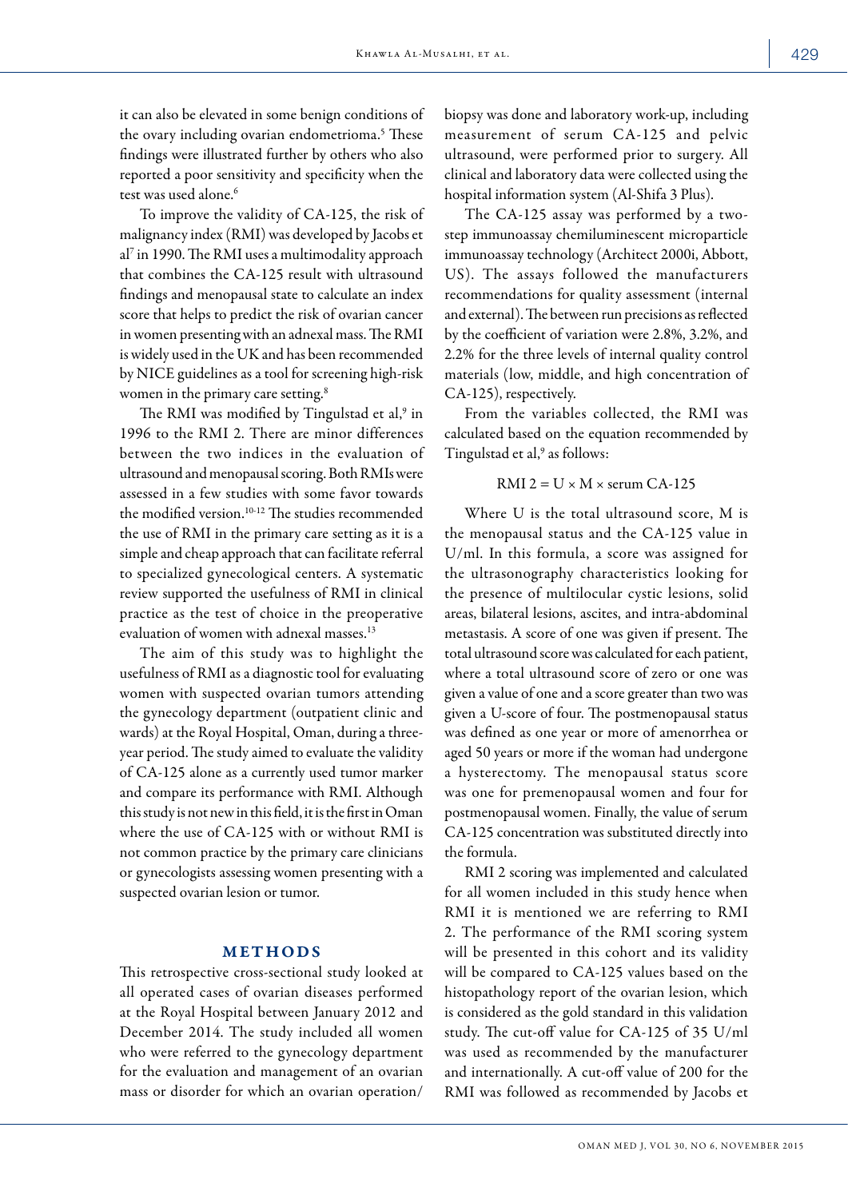it can also be elevated in some benign conditions of the ovary including ovarian endometrioma.[5] These findings were illustrated further by others who also reported a poor sensitivity and specificity when the test was used alone.[6]

To improve the validity of CA-125, the risk of malignancy index (RMI) was developed by Jacobs et al[7] in 1990. The RMI uses a multimodality approach that combines the CA-125 result with ultrasound findings and menopausal state to calculate an index score that helps to predict the risk of ovarian cancer in women presenting with an adnexal mass. The RMI is widely used in the UK and has been recommended by NICE guidelines as a tool for screening high-risk women in the primary care setting.[8]

The RMI was modified by Tingulstad et al,[9] in 1996 to the RMI 2. There are minor differences between the two indices in the evaluation of ultrasound and menopausal scoring. Both RMIs were assessed in a few studies with some favor towards the modified version.[10-12] The studies recommended the use of RMI in the primary care setting as it is a simple and cheap approach that can facilitate referral to specialized gynecological centers. A systematic review supported the usefulness of RMI in clinical practice as the test of choice in the preoperative evaluation of women with adnexal masses.[13]

The aim of this study was to highlight the usefulness of RMI as a diagnostic tool for evaluating women with suspected ovarian tumors attending the gynecology department (outpatient clinic and wards) at the Royal Hospital, Oman, during a three-year period. The study aimed to evaluate the validity of CA-125 alone as a currently used tumor marker and compare its performance with RMI. Although this study is not new in this field, it is the first in Oman where the use of CA-125 with or without RMI is not common practice by the primary care clinicians or gynecologists assessing women presenting with a suspected ovarian lesion or tumor.

## METHODS

This retrospective cross-sectional study looked at all operated cases of ovarian diseases performed at the Royal Hospital between January 2012 and December 2014. The study included all women who were referred to the gynecology department for the evaluation and management of an ovarian mass or disorder for which an ovarian operation/biopsy was done and laboratory work-up, including measurement of serum CA-125 and pelvic ultrasound, were performed prior to surgery. All clinical and laboratory data were collected using the hospital information system (Al-Shifa 3 Plus).

The CA-125 assay was performed by a two-step immunoassay chemiluminescent microparticle immunoassay technology (Architect 2000i, Abbott, US). The assays followed the manufacturers recommendations for quality assessment (internal and external). The between run precisions as reflected by the coefficient of variation were 2.8%, 3.2%, and 2.2% for the three levels of internal quality control materials (low, middle, and high concentration of CA-125), respectively.

From the variables collected, the RMI was calculated based on the equation recommended by Tingulstad et al,[9] as follows:

$$\text{RMI } 2 = U \times M \times \text{serum CA-125}$$

Where U is the total ultrasound score, M is the menopausal status and the CA-125 value in U/ml. In this formula, a score was assigned for the ultrasonography characteristics looking for the presence of multilocular cystic lesions, solid areas, bilateral lesions, ascites, and intra-abdominal metastasis. A score of one was given if present. The total ultrasound score was calculated for each patient, where a total ultrasound score of zero or one was given a value of one and a score greater than two was given a U-score of four. The postmenopausal status was defined as one year or more of amenorrhea or aged 50 years or more if the woman had undergone a hysterectomy. The menopausal status score was one for premenopausal women and four for postmenopausal women. Finally, the value of serum CA-125 concentration was substituted directly into the formula.

RMI 2 scoring was implemented and calculated for all women included in this study hence when RMI it is mentioned we are referring to RMI 2. The performance of the RMI scoring system will be presented in this cohort and its validity will be compared to CA-125 values based on the histopathology report of the ovarian lesion, which is considered as the gold standard in this validation study. The cut-off value for CA-125 of 35 U/ml was used as recommended by the manufacturer and internationally. A cut-off value of 200 for the RMI was followed as recommended by Jacobs et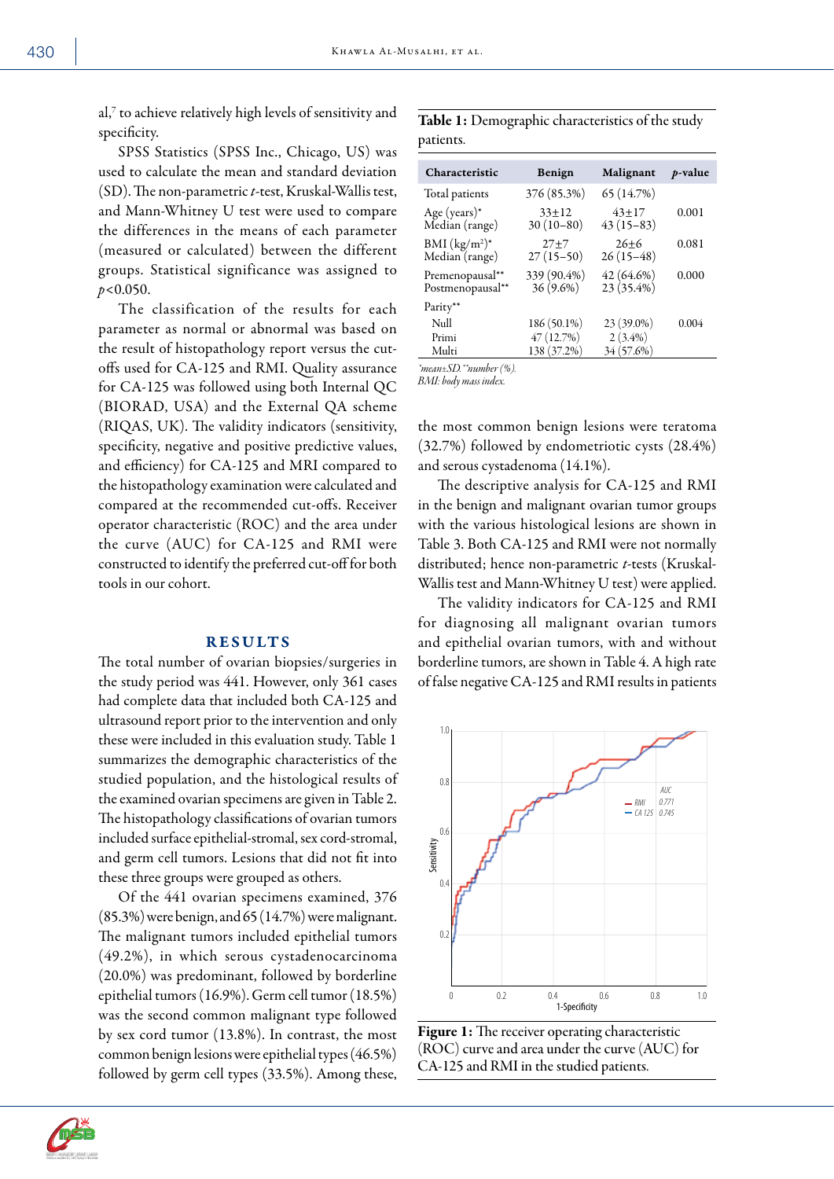al,[7] to achieve relatively high levels of sensitivity and specificity.

SPSS Statistics (SPSS Inc., Chicago, US) was used to calculate the mean and standard deviation (SD). The non-parametric *t*-test, Kruskal-Wallis test, and Mann-Whitney U test were used to compare the differences in the means of each parameter (measured or calculated) between the different groups. Statistical significance was assigned to $p<0.050$.

The classification of the results for each parameter as normal or abnormal was based on the result of histopathology report versus the cut-offs used for CA-125 and RMI. Quality assurance for CA-125 was followed using both Internal QC (BIORAD, USA) and the External QA scheme (RIQAS, UK). The validity indicators (sensitivity, specificity, negative and positive predictive values, and efficiency) for CA-125 and MRI compared to the histopathology examination were calculated and compared at the recommended cut-offs. Receiver operator characteristic (ROC) and the area under the curve (AUC) for CA-125 and RMI were constructed to identify the preferred cut-off for both tools in our cohort.

## RESULTS

The total number of ovarian biopsies/surgeries in the study period was 441. However, only 361 cases had complete data that included both CA-125 and ultrasound report prior to the intervention and only these were included in this evaluation study. Table 1 summarizes the demographic characteristics of the studied population, and the histological results of the examined ovarian specimens are given in Table 2. The histopathology classifications of ovarian tumors included surface epithelial-stromal, sex cord-stromal, and germ cell tumors. Lesions that did not fit into these three groups were grouped as others.

Of the 441 ovarian specimens examined, 376 (85.3%) were benign, and 65 (14.7%) were malignant. The malignant tumors included epithelial tumors (49.2%), in which serous cystadenocarcinoma (20.0%) was predominant, followed by borderline epithelial tumors (16.9%). Germ cell tumor (18.5%) was the second common malignant type followed by sex cord tumor (13.8%). In contrast, the most common benign lesions were epithelial types (46.5%) followed by germ cell types (33.5%). Among these, the most common benign lesions were teratoma (32.7%) followed by endometriotic cysts (28.4%) and serous cystadenoma (14.1%).

**Table 1:** Demographic characteristics of the study patients.

| Characteristic | Benign | Malignant | *p*-value |
|---|---|---|---|
| Total patients | 376 (85.3%) | 65 (14.7%) | |
| Age (years)* <br> Median (range) | 33±12 <br> 30 (10–80) | 43±17 <br> 43 (15–83) | 0.001 |
| BMI ($kg/m^2$)* <br> Median (range) | 27±7 <br> 27 (15–50) | 26±6 <br> 26 (15–48) | 0.081 |
| Premenopausal** <br> Postmenopausal** | 339 (90.4%) <br> 36 (9.6%) | 42 (64.6%) <br> 23 (35.4%) | 0.000 |
| Parity** | | | |
| Null | 186 (50.1%) | 23 (39.0%) | 0.004 |
| Primi | 47 (12.7%) | 2 (3.4%) | |
| Multi | 138 (37.2%) | 34 (57.6%) | |

*\*mean±SD. \*\*number (%).*
*BMI: body mass index.*

The descriptive analysis for CA-125 and RMI in the benign and malignant ovarian tumor groups with the various histological lesions are shown in Table 3. Both CA-125 and RMI were not normally distributed; hence non-parametric *t*-tests (Kruskal-Wallis test and Mann-Whitney U test) were applied.

The validity indicators for CA-125 and RMI for diagnosing all malignant ovarian tumors and epithelial ovarian tumors, with and without borderline tumors, are shown in Table 4. A high rate of false negative CA-125 and RMI results in patients

**Figure 1:** The receiver operating characteristic (ROC) curve and area under the curve (AUC) for CA-125 and RMI in the studied patients.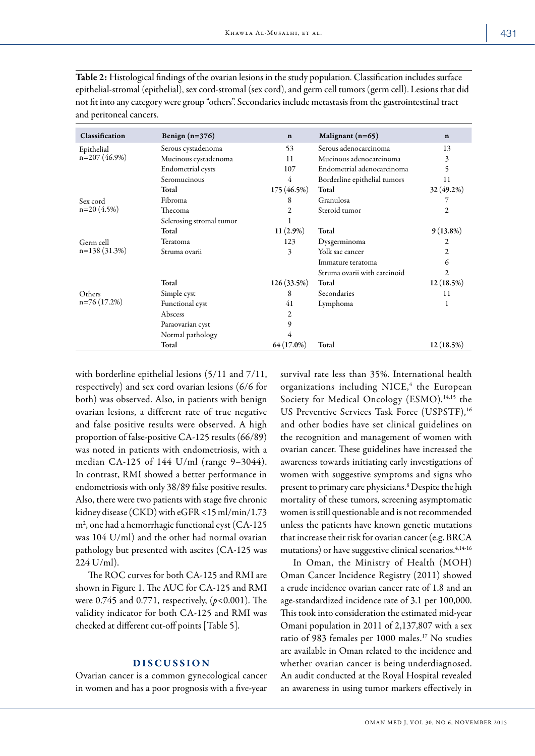**Table 2:** Histological findings of the ovarian lesions in the study population. Classification includes surface epithelial-stromal (epithelial), sex cord-stromal (sex cord), and germ cell tumors (germ cell). Lesions that did not fit into any category were group "others". Secondaries include metastasis from the gastrointestinal tract and peritoneal cancers.

| Classification | Benign (n=376) | n | Malignant (n=65) | n |
|---|---|---|---|---|
| Epithelial n=207 (46.9%) | Serous cystadenoma | 53 | Serous adenocarcinoma | 13 |
| | Mucinous cystadenoma | 11 | Mucinous adenocarcinoma | 3 |
| | Endometrial cysts | 107 | Endometrial adenocarcinoma | 5 |
| | Seromucinous | 4 | Borderline epithelial tumors | 11 |
| | **Total** | **175 (46.5%)** | **Total** | **32 (49.2%)** |
| Sex cord n=20 (4.5%) | Fibroma | 8 | Granulosa | 7 |
| | Thecoma | 2 | Steroid tumor | 2 |
| | Sclerosing stromal tumor | 1 | | |
| | **Total** | **11 (2.9%)** | **Total** | **9 (13.8%)** |
| Germ cell n=138 (31.3%) | Teratoma | 123 | Dysgerminoma | 2 |
| | Struma ovarii | 3 | Yolk sac cancer | 2 |
| | | | Immature teratoma | 6 |
| | | | Struma ovarii with carcinoid | 2 |
| | **Total** | **126 (33.5%)** | **Total** | **12 (18.5%)** |
| Others n=76 (17.2%) | Simple cyst | 8 | Secondaries | 11 |
| | Functional cyst | 41 | Lymphoma | 1 |
| | Abscess | 2 | | |
| | Paraovarian cyst | 9 | | |
| | Normal pathology | 4 | | |
| | **Total** | **64 (17.0%)** | **Total** | **12 (18.5%)** |

with borderline epithelial lesions (5/11 and 7/11, respectively) and sex cord ovarian lesions (6/6 for both) was observed. Also, in patients with benign ovarian lesions, a different rate of true negative and false positive results were observed. A high proportion of false-positive CA-125 results (66/89) was noted in patients with endometriosis, with a median CA-125 of 144 U/ml (range 9–3044). In contrast, RMI showed a better performance in endometriosis with only 38/89 false positive results. Also, there were two patients with stage five chronic kidney disease (CKD) with eGFR <15 ml/min/1.73 $m^2$, one had a hemorrhagic functional cyst (CA-125 was 104 U/ml) and the other had normal ovarian pathology but presented with ascites (CA-125 was 224 U/ml).

The ROC curves for both CA-125 and RMI are shown in Figure 1. The AUC for CA-125 and RMI were 0.745 and 0.771, respectively, ($p$<0.001). The validity indicator for both CA-125 and RMI was checked at different cut-off points [Table 5].

## DISCUSSION

Ovarian cancer is a common gynecological cancer in women and has a poor prognosis with a five-year survival rate less than 35%. International health organizations including NICE,[4] the European Society for Medical Oncology (ESMO),[14,15] the US Preventive Services Task Force (USPSTF),[16] and other bodies have set clinical guidelines on the recognition and management of women with ovarian cancer. These guidelines have increased the awareness towards initiating early investigations of women with suggestive symptoms and signs who present to primary care physicians.[8] Despite the high mortality of these tumors, screening asymptomatic women is still questionable and is not recommended unless the patients have known genetic mutations that increase their risk for ovarian cancer (e.g. BRCA mutations) or have suggestive clinical scenarios.[4,14-16]

In Oman, the Ministry of Health (MOH) Oman Cancer Incidence Registry (2011) showed a crude incidence ovarian cancer rate of 1.8 and an age-standardized incidence rate of 3.1 per 100,000. This took into consideration the estimated mid-year Omani population in 2011 of 2,137,807 with a sex ratio of 983 females per 1000 males.[17] No studies are available in Oman related to the incidence and whether ovarian cancer is being underdiagnosed. An audit conducted at the Royal Hospital revealed an awareness in using tumor markers effectively in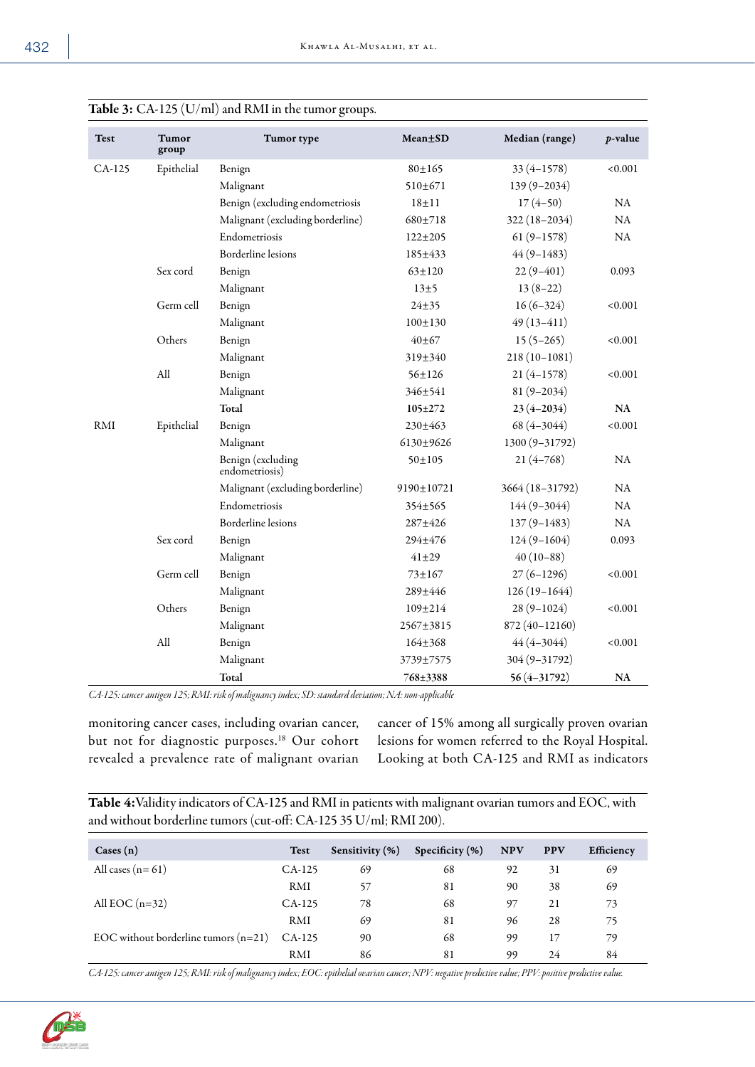**Table 3:** CA-125 (U/ml) and RMI in the tumor groups.

| Test | Tumor group | Tumor type | Mean±SD | Median (range) | *p*-value |
|---|---|---|---|---|---|
| CA-125 | Epithelial | Benign | 80±165 | 33 (4–1578) | <0.001 |
| | | Malignant | 510±671 | 139 (9–2034) | |
| | | Benign (excluding endometriosis | 18±11 | 17 (4–50) | NA |
| | | Malignant (excluding borderline) | 680±718 | 322 (18–2034) | NA |
| | | Endometriosis | 122±205 | 61 (9–1578) | NA |
| | | Borderline lesions | 185±433 | 44 (9–1483) | |
| | Sex cord | Benign | 63±120 | 22 (9–401) | 0.093 |
| | | Malignant | 13±5 | 13 (8–22) | |
| | Germ cell | Benign | 24±35 | 16 (6–324) | <0.001 |
| | | Malignant | 100±130 | 49 (13–411) | |
| | Others | Benign | 40±67 | 15 (5–265) | <0.001 |
| | | Malignant | 319±340 | 218 (10–1081) | |
| | All | Benign | 56±126 | 21 (4–1578) | <0.001 |
| | | Malignant | 346±541 | 81 (9–2034) | |
| | | **Total** | **105±272** | **23 (4–2034)** | **NA** |
| RMI | Epithelial | Benign | 230±463 | 68 (4–3044) | <0.001 |
| | | Malignant | 6130±9626 | 1300 (9–31792) | |
| | | Benign (excluding endometriosis) | 50±105 | 21 (4–768) | NA |
| | | Malignant (excluding borderline) | 9190±10721 | 3664 (18–31792) | NA |
| | | Endometriosis | 354±565 | 144 (9–3044) | NA |
| | | Borderline lesions | 287±426 | 137 (9–1483) | NA |
| | Sex cord | Benign | 294±476 | 124 (9–1604) | 0.093 |
| | | Malignant | 41±29 | 40 (10–88) | |
| | Germ cell | Benign | 73±167 | 27 (6–1296) | <0.001 |
| | | Malignant | 289±446 | 126 (19–1644) | |
| | Others | Benign | 109±214 | 28 (9–1024) | <0.001 |
| | | Malignant | 2567±3815 | 872 (40–12160) | |
| | All | Benign | 164±368 | 44 (4–3044) | <0.001 |
| | | Malignant | 3739±7575 | 304 (9–31792) | |
| | | **Total** | **768±3388** | **56 (4–31792)** | **NA** |

*CA-125: cancer antigen 125; RMI: risk of malignancy index; SD: standard deviation; NA: non-applicable*

monitoring cancer cases, including ovarian cancer, but not for diagnostic purposes.[18] Our cohort revealed a prevalence rate of malignant ovarian cancer of 15% among all surgically proven ovarian lesions for women referred to the Royal Hospital. Looking at both CA-125 and RMI as indicators

**Table 4:** Validity indicators of CA-125 and RMI in patients with malignant ovarian tumors and EOC, with and without borderline tumors (cut-off: CA-125 35 U/ml; RMI 200).

| Cases (n) | Test | Sensitivity (%) | Specificity (%) | NPV | PPV | Efficiency |
|---|---|---|---|---|---|---|
| All cases (n= 61) | CA-125 | 69 | 68 | 92 | 31 | 69 |
| | RMI | 57 | 81 | 90 | 38 | 69 |
| All EOC (n=32) | CA-125 | 78 | 68 | 97 | 21 | 73 |
| | RMI | 69 | 81 | 96 | 28 | 75 |
| EOC without borderline tumors (n=21) | CA-125 | 90 | 68 | 99 | 17 | 79 |
| | RMI | 86 | 81 | 99 | 24 | 84 |

*CA-125: cancer antigen 125; RMI: risk of malignancy index; EOC: epithelial ovarian cancer; NPV: negative predictive value; PPV: positive predictive value.*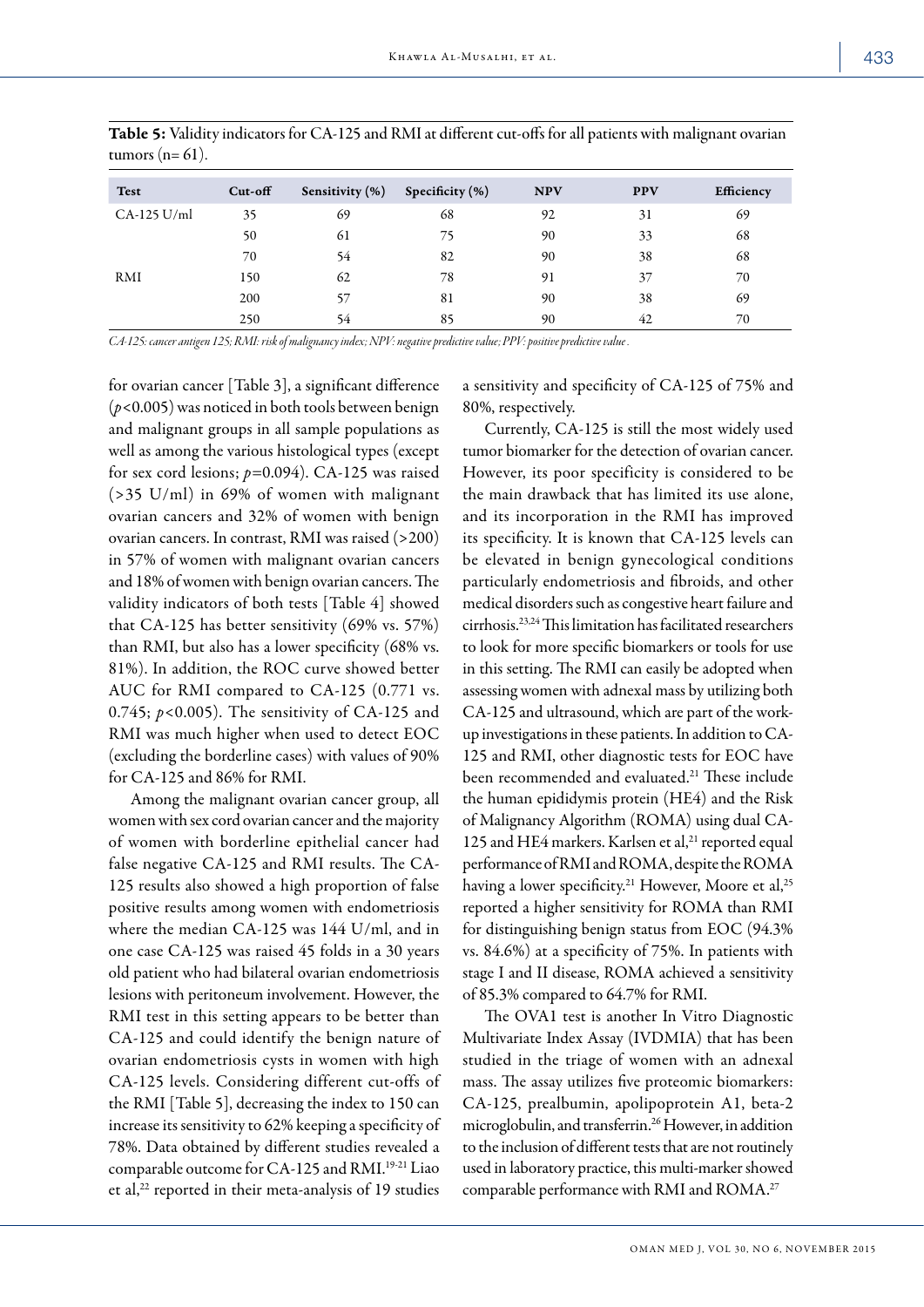**Table 5:** Validity indicators for CA-125 and RMI at different cut-offs for all patients with malignant ovarian tumors (n= 61).

| Test | Cut-off | Sensitivity (%) | Specificity (%) | NPV | PPV | Efficiency |
|---|---|---|---|---|---|---|
| CA-125 U/ml | 35 | 69 | 68 | 92 | 31 | 69 |
| | 50 | 61 | 75 | 90 | 33 | 68 |
| | 70 | 54 | 82 | 90 | 38 | 68 |
| RMI | 150 | 62 | 78 | 91 | 37 | 70 |
| | 200 | 57 | 81 | 90 | 38 | 69 |
| | 250 | 54 | 85 | 90 | 42 | 70 |

*CA-125: cancer antigen 125; RMI: risk of malignancy index; NPV: negative predictive value; PPV: positive predictive value.*

for ovarian cancer [Table 3], a significant difference ($p<0.005$) was noticed in both tools between benign and malignant groups in all sample populations as well as among the various histological types (except for sex cord lesions; $p=0.094$). CA-125 was raised (>35 U/ml) in 69% of women with malignant ovarian cancers and 32% of women with benign ovarian cancers. In contrast, RMI was raised (>200) in 57% of women with malignant ovarian cancers and 18% of women with benign ovarian cancers. The validity indicators of both tests [Table 4] showed that CA-125 has better sensitivity (69% vs. 57%) than RMI, but also has a lower specificity (68% vs. 81%). In addition, the ROC curve showed better AUC for RMI compared to CA-125 (0.771 vs. 0.745; $p<0.005$). The sensitivity of CA-125 and RMI was much higher when used to detect EOC (excluding the borderline cases) with values of 90% for CA-125 and 86% for RMI.

Among the malignant ovarian cancer group, all women with sex cord ovarian cancer and the majority of women with borderline epithelial cancer had false negative CA-125 and RMI results. The CA-125 results also showed a high proportion of false positive results among women with endometriosis where the median CA-125 was 144 U/ml, and in one case CA-125 was raised 45 folds in a 30 years old patient who had bilateral ovarian endometriosis lesions with peritoneum involvement. However, the RMI test in this setting appears to be better than CA-125 and could identify the benign nature of ovarian endometriosis cysts in women with high CA-125 levels. Considering different cut-offs of the RMI [Table 5], decreasing the index to 150 can increase its sensitivity to 62% keeping a specificity of 78%. Data obtained by different studies revealed a comparable outcome for CA-125 and RMI.[19-21] Liao et al,[22] reported in their meta-analysis of 19 studies a sensitivity and specificity of CA-125 of 75% and 80%, respectively.

Currently, CA-125 is still the most widely used tumor biomarker for the detection of ovarian cancer. However, its poor specificity is considered to be the main drawback that has limited its use alone, and its incorporation in the RMI has improved its specificity. It is known that CA-125 levels can be elevated in benign gynecological conditions particularly endometriosis and fibroids, and other medical disorders such as congestive heart failure and cirrhosis.[23,24] This limitation has facilitated researchers to look for more specific biomarkers or tools for use in this setting. The RMI can easily be adopted when assessing women with adnexal mass by utilizing both CA-125 and ultrasound, which are part of the work-up investigations in these patients. In addition to CA-125 and RMI, other diagnostic tests for EOC have been recommended and evaluated.[21] These include the human epididymis protein (HE4) and the Risk of Malignancy Algorithm (ROMA) using dual CA-125 and HE4 markers. Karlsen et al,[21] reported equal performance of RMI and ROMA, despite the ROMA having a lower specificity.[21] However, Moore et al,[25] reported a higher sensitivity for ROMA than RMI for distinguishing benign status from EOC (94.3% vs. 84.6%) at a specificity of 75%. In patients with stage I and II disease, ROMA achieved a sensitivity of 85.3% compared to 64.7% for RMI.

The OVA1 test is another In Vitro Diagnostic Multivariate Index Assay (IVDMIA) that has been studied in the triage of women with an adnexal mass. The assay utilizes five proteomic biomarkers: CA-125, prealbumin, apolipoprotein A1, beta-2 microglobulin, and transferrin.[26] However, in addition to the inclusion of different tests that are not routinely used in laboratory practice, this multi-marker showed comparable performance with RMI and ROMA.[27]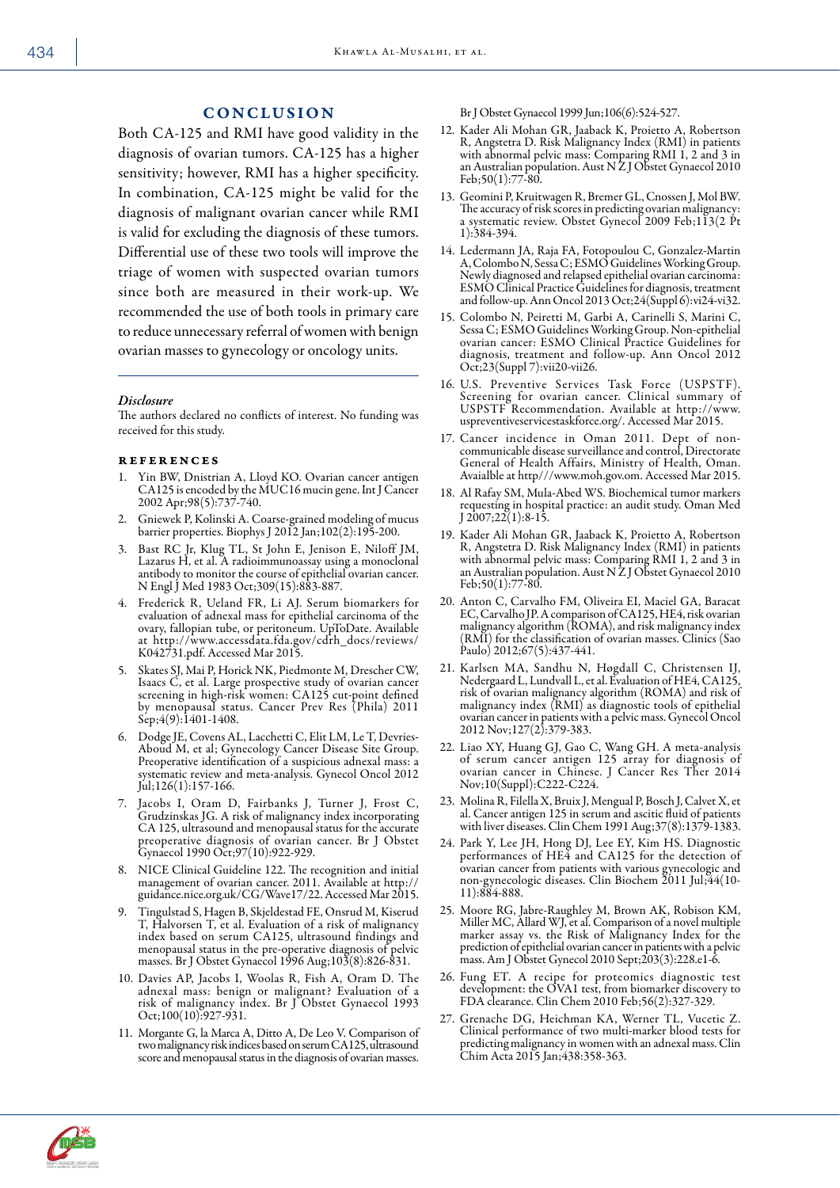## CONCLUSION

Both CA-125 and RMI have good validity in the diagnosis of ovarian tumors. CA-125 has a higher sensitivity; however, RMI has a higher specificity. In combination, CA-125 might be valid for the diagnosis of malignant ovarian cancer while RMI is valid for excluding the diagnosis of these tumors. Differential use of these two tools will improve the triage of women with suspected ovarian tumors since both are measured in their work-up. We recommended the use of both tools in primary care to reduce unnecessary referral of women with benign ovarian masses to gynecology or oncology units.

### *Disclosure*

The authors declared no conflicts of interest. No funding was received for this study.

### REFERENCES

1. Yin BW, Dnistrian A, Lloyd KO. Ovarian cancer antigen CA125 is encoded by the MUC16 mucin gene. Int J Cancer 2002 Apr;98(5):737-740.
2. Gniewek P, Kolinski A. Coarse-grained modeling of mucus barrier properties. Biophys J 2012 Jan;102(2):195-200.
3. Bast RC Jr, Klug TL, St John E, Jenison E, Niloff JM, Lazarus H, et al. A radioimmunoassay using a monoclonal antibody to monitor the course of epithelial ovarian cancer. N Engl J Med 1983 Oct;309(15):883-887.
4. Frederick R, Ueland FR, Li AJ. Serum biomarkers for evaluation of adnexal mass for epithelial carcinoma of the ovary, fallopian tube, or peritoneum. UpToDate. Available at http://www.accessdata.fda.gov/cdrh_docs/reviews/K042731.pdf. Accessed Mar 2015.
5. Skates SJ, Mai P, Horick NK, Piedmonte M, Drescher CW, Isaacs C, et al. Large prospective study of ovarian cancer screening in high-risk women: CA125 cut-point defined by menopausal status. Cancer Prev Res (Phila) 2011 Sep;4(9):1401-1408.
6. Dodge JE, Covens AL, Lacchetti C, Elit LM, Le T, Devries-Aboud M, et al; Gynecology Cancer Disease Site Group. Preoperative identification of a suspicious adnexal mass: a systematic review and meta-analysis. Gynecol Oncol 2012 Jul;126(1):157-166.
7. Jacobs I, Oram D, Fairbanks J, Turner J, Frost C, Grudzinskas JG. A risk of malignancy index incorporating CA 125, ultrasound and menopausal status for the accurate preoperative diagnosis of ovarian cancer. Br J Obstet Gynaecol 1990 Oct;97(10):922-929.
8. NICE Clinical Guideline 122. The recognition and initial management of ovarian cancer. 2011. Available at http://guidance.nice.org.uk/CG/Wave17/22. Accessed Mar 2015.
9. Tingulstad S, Hagen B, Skjeldestad FE, Onsrud M, Kiserud T, Halvorsen T, et al. Evaluation of a risk of malignancy index based on serum CA125, ultrasound findings and menopausal status in the pre-operative diagnosis of pelvic masses. Br J Obstet Gynaecol 1996 Aug;103(8):826-831.
10. Davies AP, Jacobs I, Woolas R, Fish A, Oram D. The adnexal mass: benign or malignant? Evaluation of a risk of malignancy index. Br J Obstet Gynaecol 1993 Oct;100(10):927-931.
11. Morgante G, la Marca A, Ditto A, De Leo V. Comparison of two malignancy risk indices based on serum CA125, ultrasound score and menopausal status in the diagnosis of ovarian masses. Br J Obstet Gynaecol 1999 Jun;106(6):524-527.
12. Kader Ali Mohan GR, Jaaback K, Proietto A, Robertson R, Angstetra D. Risk Malignancy Index (RMI) in patients with abnormal pelvic mass: Comparing RMI 1, 2 and 3 in an Australian population. Aust N Z J Obstet Gynaecol 2010 Feb;50(1):77-80.
13. Geomini P, Kruitwagen R, Bremer GL, Cnossen J, Mol BW. The accuracy of risk scores in predicting ovarian malignancy: a systematic review. Obstet Gynecol 2009 Feb;113(2 Pt 1):384-394.
14. Ledermann JA, Raja FA, Fotopoulou C, Gonzalez-Martin A, Colombo N, Sessa C; ESMO Guidelines Working Group. Newly diagnosed and relapsed epithelial ovarian carcinoma: ESMO Clinical Practice Guidelines for diagnosis, treatment and follow-up. Ann Oncol 2013 Oct;24(Suppl 6):vi24-vi32.
15. Colombo N, Peiretti M, Garbi A, Carinelli S, Marini C, Sessa C; ESMO Guidelines Working Group. Non-epithelial ovarian cancer: ESMO Clinical Practice Guidelines for diagnosis, treatment and follow-up. Ann Oncol 2012 Oct;23(Suppl 7):vii20-vii26.
16. U.S. Preventive Services Task Force (USPSTF). Screening for ovarian cancer. Clinical summary of USPSTF Recommendation. Available at http://www.uspreventiveservicestaskforce.org/. Accessed Mar 2015.
17. Cancer incidence in Oman 2011. Dept of non-communicable disease surveillance and control, Directorate General of Health Affairs, Ministry of Health, Oman. Avaialble at http///www.moh.gov.om. Accessed Mar 2015.
18. Al Rafay SM, Mula-Abed WS. Biochemical tumor markers requesting in hospital practice: an audit study. Oman Med J 2007;22(1):8-15.
19. Kader Ali Mohan GR, Jaaback K, Proietto A, Robertson R, Angstetra D. Risk Malignancy Index (RMI) in patients with abnormal pelvic mass: Comparing RMI 1, 2 and 3 in an Australian population. Aust N Z J Obstet Gynaecol 2010 Feb;50(1):77-80.
20. Anton C, Carvalho FM, Oliveira EI, Maciel GA, Baracat EC, Carvalho JP. A comparison of CA125, HE4, risk ovarian malignancy algorithm (ROMA), and risk malignancy index (RMI) for the classification of ovarian masses. Clinics (Sao Paulo) 2012;67(5):437-441.
21. Karlsen MA, Sandhu N, Høgdall C, Christensen IJ, Nedergaard L, Lundvall L, et al. Evaluation of HE4, CA125, risk of ovarian malignancy algorithm (ROMA) and risk of malignancy index (RMI) as diagnostic tools of epithelial ovarian cancer in patients with a pelvic mass. Gynecol Oncol 2012 Nov;127(2):379-383.
22. Liao XY, Huang GJ, Gao C, Wang GH. A meta-analysis of serum cancer antigen 125 array for diagnosis of ovarian cancer in Chinese. J Cancer Res Ther 2014 Nov;10(Suppl):C222-C224.
23. Molina R, Filella X, Bruix J, Mengual P, Bosch J, Calvet X, et al. Cancer antigen 125 in serum and ascitic fluid of patients with liver diseases. Clin Chem 1991 Aug;37(8):1379-1383.
24. Park Y, Lee JH, Hong DJ, Lee EY, Kim HS. Diagnostic performances of HE4 and CA125 for the detection of ovarian cancer from patients with various gynecologic and non-gynecologic diseases. Clin Biochem 2011 Jul;44(10-11):884-888.
25. Moore RG, Jabre-Raughley M, Brown AK, Robison KM, Miller MC, Allard WJ, et al. Comparison of a novel multiple marker assay vs. the Risk of Malignancy Index for the prediction of epithelial ovarian cancer in patients with a pelvic mass. Am J Obstet Gynecol 2010 Sept;203(3):228.e1-6.
26. Fung ET. A recipe for proteomics diagnostic test development: the OVA1 test, from biomarker discovery to FDA clearance. Clin Chem 2010 Feb;56(2):327-329.
27. Grenache DG, Heichman KA, Werner TL, Vucetic Z. Clinical performance of two multi-marker blood tests for predicting malignancy in women with an adnexal mass. Clin Chim Acta 2015 Jan;438:358-363.